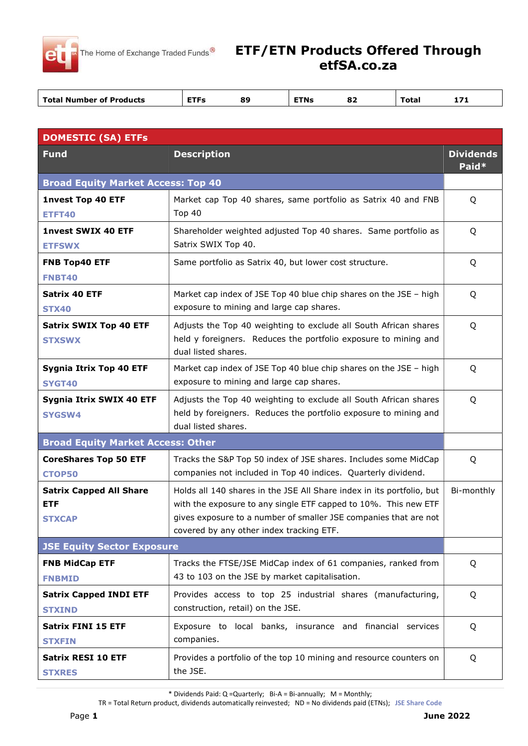# ETF/ETN Products Offered Through etfSA.co.za

The Home of Exchange Traded Funds®

| Total Number of Products | ETFs | 89 | ETNs | 82 | Total | 171 |
|---|---|---|---|---|---|---|

## DOMESTIC (SA) ETFs

| Fund | Description | Dividends Paid* |
|---|---|---|
| **Broad Equity Market Access: Top 40** | | |
| **1nvest Top 40 ETF** ETFT40 | Market cap Top 40 shares, same portfolio as Satrix 40 and FNB Top 40 | Q |
| **1nvest SWIX 40 ETF** ETFSWX | Shareholder weighted adjusted Top 40 shares. Same portfolio as Satrix SWIX Top 40. | Q |
| **FNB Top40 ETF** FNBT40 | Same portfolio as Satrix 40, but lower cost structure. | Q |
| **Satrix 40 ETF** STX40 | Market cap index of JSE Top 40 blue chip shares on the JSE – high exposure to mining and large cap shares. | Q |
| **Satrix SWIX Top 40 ETF** STXSWX | Adjusts the Top 40 weighting to exclude all South African shares held y foreigners. Reduces the portfolio exposure to mining and dual listed shares. | Q |
| **Sygnia Itrix Top 40 ETF** SYGT40 | Market cap index of JSE Top 40 blue chip shares on the JSE – high exposure to mining and large cap shares. | Q |
| **Sygnia Itrix SWIX 40 ETF** SYGSW4 | Adjusts the Top 40 weighting to exclude all South African shares held by foreigners. Reduces the portfolio exposure to mining and dual listed shares. | Q |
| **Broad Equity Market Access: Other** | | |
| **CoreShares Top 50 ETF** CTOP50 | Tracks the S&P Top 50 index of JSE shares. Includes some MidCap companies not included in Top 40 indices. Quarterly dividend. | Q |
| **Satrix Capped All Share ETF** STXCAP | Holds all 140 shares in the JSE All Share index in its portfolio, but with the exposure to any single ETF capped to 10%. This new ETF gives exposure to a number of smaller JSE companies that are not covered by any other index tracking ETF. | Bi-monthly |
| **JSE Equity Sector Exposure** | | |
| **FNB MidCap ETF** FNBMID | Tracks the FTSE/JSE MidCap index of 61 companies, ranked from 43 to 103 on the JSE by market capitalisation. | Q |
| **Satrix Capped INDI ETF** STXIND | Provides access to top 25 industrial shares (manufacturing, construction, retail) on the JSE. | Q |
| **Satrix FINI 15 ETF** STXFIN | Exposure to local banks, insurance and financial services companies. | Q |
| **Satrix RESI 10 ETF** STXRES | Provides a portfolio of the top 10 mining and resource counters on the JSE. | Q |

\* Dividends Paid: Q =Quarterly; Bi-A = Bi-annually; M = Monthly;
TR = Total Return product, dividends automatically reinvested; ND = No dividends paid (ETNs); JSE Share Code

June 2022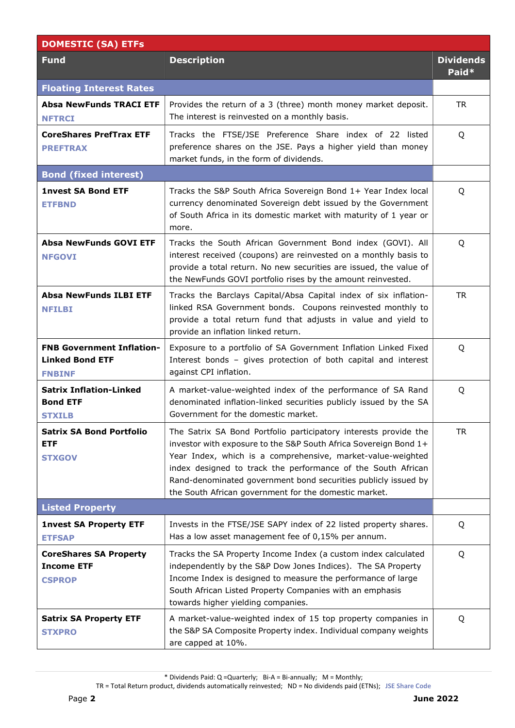| DOMESTIC (SA) ETFs | | |
|---|---|---|
| **Fund** | **Description** | **Dividends Paid*** |
| **Floating Interest Rates** | | |
| **Absa NewFunds TRACI ETF** NFTRCI | Provides the return of a 3 (three) month money market deposit. The interest is reinvested on a monthly basis. | TR |
| **CoreShares PrefTrax ETF** PREFTRAX | Tracks the FTSE/JSE Preference Share index of 22 listed preference shares on the JSE. Pays a higher yield than money market funds, in the form of dividends. | Q |
| **Bond (fixed interest)** | | |
| **1nvest SA Bond ETF** ETFBND | Tracks the S&P South Africa Sovereign Bond 1+ Year Index local currency denominated Sovereign debt issued by the Government of South Africa in its domestic market with maturity of 1 year or more. | Q |
| **Absa NewFunds GOVI ETF** NFGOVI | Tracks the South African Government Bond index (GOVI). All interest received (coupons) are reinvested on a monthly basis to provide a total return. No new securities are issued, the value of the NewFunds GOVI portfolio rises by the amount reinvested. | Q |
| **Absa NewFunds ILBI ETF** NFILBI | Tracks the Barclays Capital/Absa Capital index of six inflation-linked RSA Government bonds. Coupons reinvested monthly to provide a total return fund that adjusts in value and yield to provide an inflation linked return. | TR |
| **FNB Government Inflation-Linked Bond ETF** FNBINF | Exposure to a portfolio of SA Government Inflation Linked Fixed Interest bonds – gives protection of both capital and interest against CPI inflation. | Q |
| **Satrix Inflation-Linked Bond ETF** STXILB | A market-value-weighted index of the performance of SA Rand denominated inflation-linked securities publicly issued by the SA Government for the domestic market. | Q |
| **Satrix SA Bond Portfolio ETF** STXGOV | The Satrix SA Bond Portfolio participatory interests provide the investor with exposure to the S&P South Africa Sovereign Bond 1+ Year Index, which is a comprehensive, market-value-weighted index designed to track the performance of the South African Rand-denominated government bond securities publicly issued by the South African government for the domestic market. | TR |
| **Listed Property** | | |
| **1nvest SA Property ETF** ETFSAP | Invests in the FTSE/JSE SAPY index of 22 listed property shares. Has a low asset management fee of 0,15% per annum. | Q |
| **CoreShares SA Property Income ETF** CSPROP | Tracks the SA Property Income Index (a custom index calculated independently by the S&P Dow Jones Indices). The SA Property Income Index is designed to measure the performance of large South African Listed Property Companies with an emphasis towards higher yielding companies. | Q |
| **Satrix SA Property ETF** STXPRO | A market-value-weighted index of 15 top property companies in the S&P SA Composite Property index. Individual company weights are capped at 10%. | Q |

* Dividends Paid: Q =Quarterly; Bi-A = Bi-annually; M = Monthly;
TR = Total Return product, dividends automatically reinvested; ND = No dividends paid (ETNs); JSE Share Code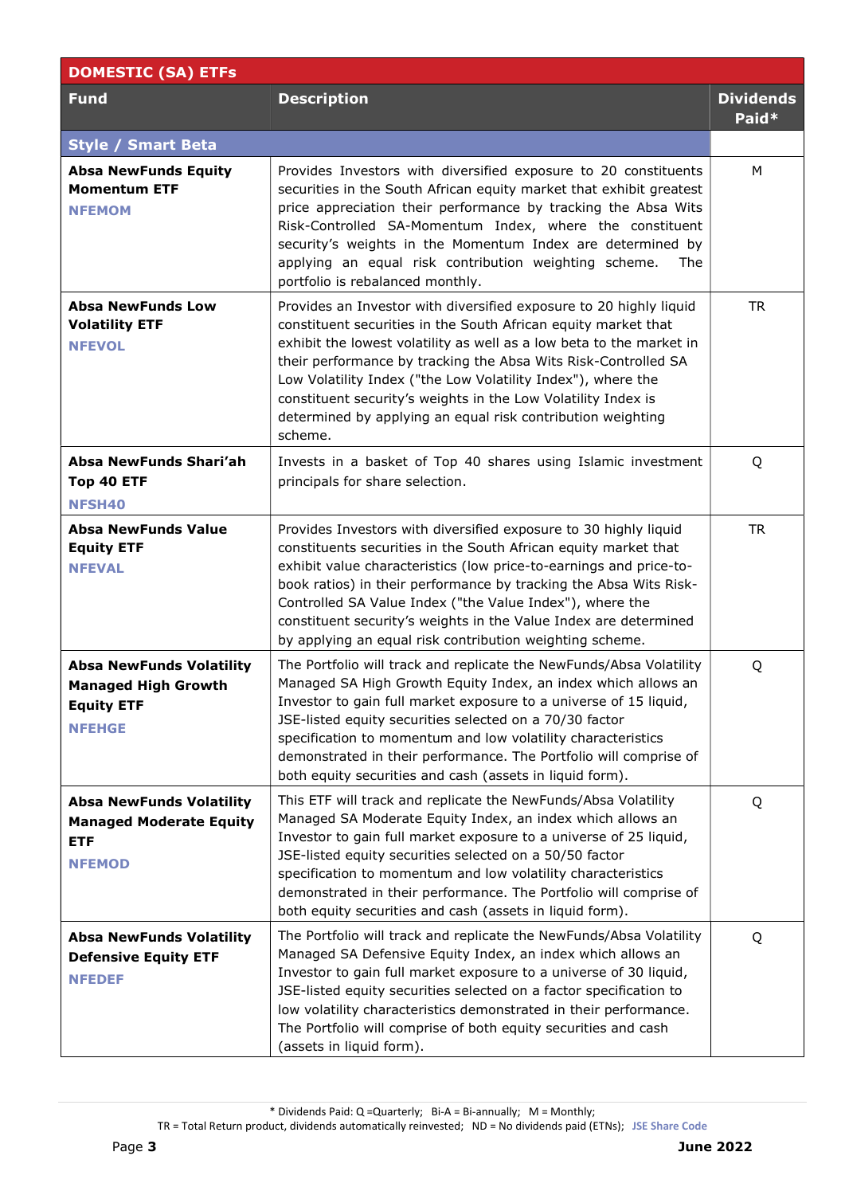| DOMESTIC (SA) ETFs | | |
|---|---|---|
| **Fund** | **Description** | **Dividends Paid*** |
| **Style / Smart Beta** | | |
| **Absa NewFunds Equity Momentum ETF** **NFEMOM** | Provides Investors with diversified exposure to 20 constituents securities in the South African equity market that exhibit greatest price appreciation their performance by tracking the Absa Wits Risk-Controlled SA-Momentum Index, where the constituent security's weights in the Momentum Index are determined by applying an equal risk contribution weighting scheme. The portfolio is rebalanced monthly. | M |
| **Absa NewFunds Low Volatility ETF** **NFEVOL** | Provides an Investor with diversified exposure to 20 highly liquid constituent securities in the South African equity market that exhibit the lowest volatility as well as a low beta to the market in their performance by tracking the Absa Wits Risk-Controlled SA Low Volatility Index ("the Low Volatility Index"), where the constituent security's weights in the Low Volatility Index is determined by applying an equal risk contribution weighting scheme. | TR |
| **Absa NewFunds Shari'ah Top 40 ETF** **NFSH40** | Invests in a basket of Top 40 shares using Islamic investment principals for share selection. | Q |
| **Absa NewFunds Value Equity ETF** **NFEVAL** | Provides Investors with diversified exposure to 30 highly liquid constituents securities in the South African equity market that exhibit value characteristics (low price-to-earnings and price-to-book ratios) in their performance by tracking the Absa Wits Risk-Controlled SA Value Index ("the Value Index"), where the constituent security's weights in the Value Index are determined by applying an equal risk contribution weighting scheme. | TR |
| **Absa NewFunds Volatility Managed High Growth Equity ETF** **NFEHGE** | The Portfolio will track and replicate the NewFunds/Absa Volatility Managed SA High Growth Equity Index, an index which allows an Investor to gain full market exposure to a universe of 15 liquid, JSE-listed equity securities selected on a 70/30 factor specification to momentum and low volatility characteristics demonstrated in their performance. The Portfolio will comprise of both equity securities and cash (assets in liquid form). | Q |
| **Absa NewFunds Volatility Managed Moderate Equity ETF** **NFEMOD** | This ETF will track and replicate the NewFunds/Absa Volatility Managed SA Moderate Equity Index, an index which allows an Investor to gain full market exposure to a universe of 25 liquid, JSE-listed equity securities selected on a 50/50 factor specification to momentum and low volatility characteristics demonstrated in their performance. The Portfolio will comprise of both equity securities and cash (assets in liquid form). | Q |
| **Absa NewFunds Volatility Defensive Equity ETF** **NFEDEF** | The Portfolio will track and replicate the NewFunds/Absa Volatility Managed SA Defensive Equity Index, an index which allows an Investor to gain full market exposure to a universe of 30 liquid, JSE-listed equity securities selected on a factor specification to low volatility characteristics demonstrated in their performance. The Portfolio will comprise of both equity securities and cash (assets in liquid form). | Q |

* Dividends Paid: Q =Quarterly; Bi-A = Bi-annually; M = Monthly;
TR = Total Return product, dividends automatically reinvested; ND = No dividends paid (ETNs); JSE Share Code

June 2022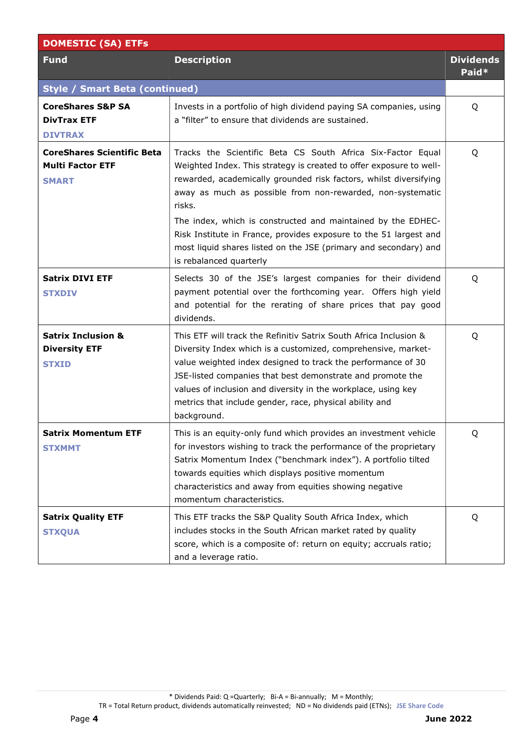| DOMESTIC (SA) ETFs | | |
|---|---|---|
| **Fund** | **Description** | **Dividends Paid*** |
| **Style / Smart Beta (continued)** | | |
| **CoreShares S&P SA DivTrax ETF** **DIVTRAX** | Invests in a portfolio of high dividend paying SA companies, using a "filter" to ensure that dividends are sustained. | Q |
| **CoreShares Scientific Beta Multi Factor ETF** **SMART** | Tracks the Scientific Beta CS South Africa Six-Factor Equal Weighted Index. This strategy is created to offer exposure to well-rewarded, academically grounded risk factors, whilst diversifying away as much as possible from non-rewarded, non-systematic risks. The index, which is constructed and maintained by the EDHEC-Risk Institute in France, provides exposure to the 51 largest and most liquid shares listed on the JSE (primary and secondary) and is rebalanced quarterly | Q |
| **Satrix DIVI ETF** **STXDIV** | Selects 30 of the JSE's largest companies for their dividend payment potential over the forthcoming year. Offers high yield and potential for the rerating of share prices that pay good dividends. | Q |
| **Satrix Inclusion & Diversity ETF** **STXID** | This ETF will track the Refinitiv Satrix South Africa Inclusion & Diversity Index which is a customized, comprehensive, market-value weighted index designed to track the performance of 30 JSE-listed companies that best demonstrate and promote the values of inclusion and diversity in the workplace, using key metrics that include gender, race, physical ability and background. | Q |
| **Satrix Momentum ETF** **STXMMT** | This is an equity-only fund which provides an investment vehicle for investors wishing to track the performance of the proprietary Satrix Momentum Index ("benchmark index"). A portfolio tilted towards equities which displays positive momentum characteristics and away from equities showing negative momentum characteristics. | Q |
| **Satrix Quality ETF** **STXQUA** | This ETF tracks the S&P Quality South Africa Index, which includes stocks in the South African market rated by quality score, which is a composite of: return on equity; accruals ratio; and a leverage ratio. | Q |

* Dividends Paid: Q =Quarterly; Bi-A = Bi-annually; M = Monthly;
TR = Total Return product, dividends automatically reinvested; ND = No dividends paid (ETNs); JSE Share Code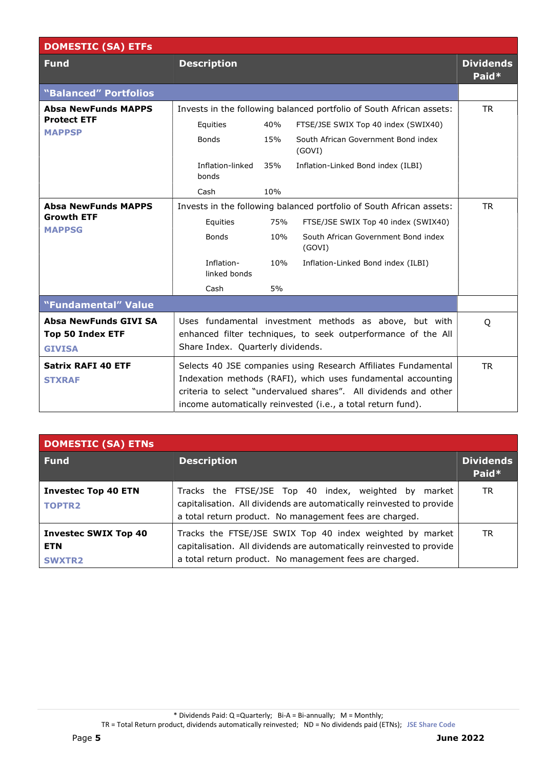| DOMESTIC (SA) ETFs | | |
|---|---|---|
| **Fund** | **Description** | **Dividends Paid*** |
| **"Balanced" Portfolios** | | |
| **Absa NewFunds MAPPS Protect ETF** **MAPPSP** | Invests in the following balanced portfolio of South African assets: Equities 40% FTSE/JSE SWIX Top 40 index (SWIX40); Bonds 15% South African Government Bond index (GOVI); Inflation-linked bonds 35% Inflation-Linked Bond index (ILBI); Cash 10% | TR |
| **Absa NewFunds MAPPS Growth ETF** **MAPPSG** | Invests in the following balanced portfolio of South African assets: Equities 75% FTSE/JSE SWIX Top 40 index (SWIX40); Bonds 10% South African Government Bond index (GOVI); Inflation-linked bonds 10% Inflation-Linked Bond index (ILBI); Cash 5% | TR |
| **"Fundamental" Value** | | |
| **Absa NewFunds GIVI SA Top 50 Index ETF** **GIVISA** | Uses fundamental investment methods as above, but with enhanced filter techniques, to seek outperformance of the All Share Index. Quarterly dividends. | Q |
| **Satrix RAFI 40 ETF** **STXRAF** | Selects 40 JSE companies using Research Affiliates Fundamental Indexation methods (RAFI), which uses fundamental accounting criteria to select "undervalued shares". All dividends and other income automatically reinvested (i.e., a total return fund). | TR |

| DOMESTIC (SA) ETNs | | |
|---|---|---|
| **Fund** | **Description** | **Dividends Paid*** |
| **Investec Top 40 ETN** **TOPTR2** | Tracks the FTSE/JSE Top 40 index, weighted by market capitalisation. All dividends are automatically reinvested to provide a total return product. No management fees are charged. | TR |
| **Investec SWIX Top 40 ETN** **SWXTR2** | Tracks the FTSE/JSE SWIX Top 40 index weighted by market capitalisation. All dividends are automatically reinvested to provide a total return product. No management fees are charged. | TR |

\* Dividends Paid: Q =Quarterly; Bi-A = Bi-annually; M = Monthly;
TR = Total Return product, dividends automatically reinvested; ND = No dividends paid (ETNs); **JSE Share Code**

June 2022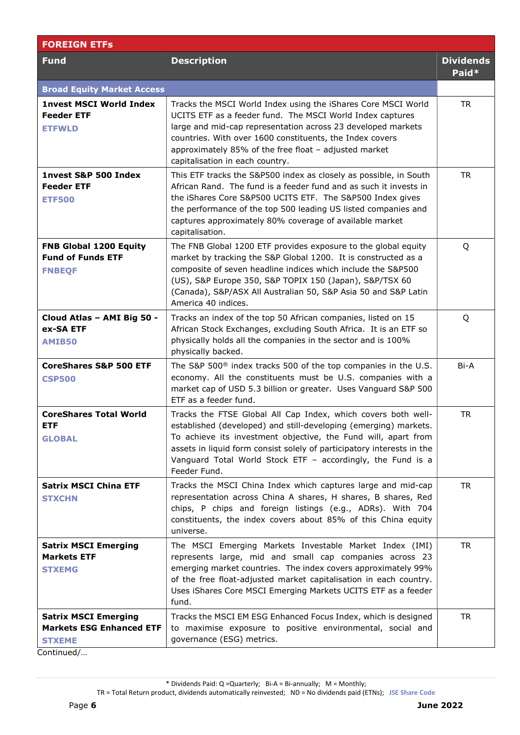| FOREIGN ETFs | | |
|---|---|---|
| **Fund** | **Description** | **Dividends Paid*** |
| **Broad Equity Market Access** | | |
| **1nvest MSCI World Index Feeder ETF** **ETFWLD** | Tracks the MSCI World Index using the iShares Core MSCI World UCITS ETF as a feeder fund. The MSCI World Index captures large and mid-cap representation across 23 developed markets countries. With over 1600 constituents, the Index covers approximately 85% of the free float – adjusted market capitalisation in each country. | TR |
| **1nvest S&P 500 Index Feeder ETF** **ETF500** | This ETF tracks the S&P500 index as closely as possible, in South African Rand. The fund is a feeder fund and as such it invests in the iShares Core S&P500 UCITS ETF. The S&P500 Index gives the performance of the top 500 leading US listed companies and captures approximately 80% coverage of available market capitalisation. | TR |
| **FNB Global 1200 Equity Fund of Funds ETF** **FNBEQF** | The FNB Global 1200 ETF provides exposure to the global equity market by tracking the S&P Global 1200. It is constructed as a composite of seven headline indices which include the S&P500 (US), S&P Europe 350, S&P TOPIX 150 (Japan), S&P/TSX 60 (Canada), S&P/ASX All Australian 50, S&P Asia 50 and S&P Latin America 40 indices. | Q |
| **Cloud Atlas – AMI Big 50 - ex-SA ETF** **AMIB50** | Tracks an index of the top 50 African companies, listed on 15 African Stock Exchanges, excluding South Africa. It is an ETF so physically holds all the companies in the sector and is 100% physically backed. | Q |
| **CoreShares S&P 500 ETF** **CSP500** | The S&P 500® index tracks 500 of the top companies in the U.S. economy. All the constituents must be U.S. companies with a market cap of USD 5.3 billion or greater. Uses Vanguard S&P 500 ETF as a feeder fund. | Bi-A |
| **CoreShares Total World ETF** **GLOBAL** | Tracks the FTSE Global All Cap Index, which covers both well-established (developed) and still-developing (emerging) markets. To achieve its investment objective, the Fund will, apart from assets in liquid form consist solely of participatory interests in the Vanguard Total World Stock ETF – accordingly, the Fund is a Feeder Fund. | TR |
| **Satrix MSCI China ETF** **STXCHN** | Tracks the MSCI China Index which captures large and mid-cap representation across China A shares, H shares, B shares, Red chips, P chips and foreign listings (e.g., ADRs). With 704 constituents, the index covers about 85% of this China equity universe. | TR |
| **Satrix MSCI Emerging Markets ETF** **STXEMG** | The MSCI Emerging Markets Investable Market Index (IMI) represents large, mid and small cap companies across 23 emerging market countries. The index covers approximately 99% of the free float-adjusted market capitalisation in each country. Uses iShares Core MSCI Emerging Markets UCITS ETF as a feeder fund. | TR |
| **Satrix MSCI Emerging Markets ESG Enhanced ETF** **STXEME** | Tracks the MSCI EM ESG Enhanced Focus Index, which is designed to maximise exposure to positive environmental, social and governance (ESG) metrics. | TR |

Continued/…

\* Dividends Paid: Q =Quarterly; Bi-A = Bi-annually; M = Monthly;
TR = Total Return product, dividends automatically reinvested; ND = No dividends paid (ETNs); JSE Share Code

June 2022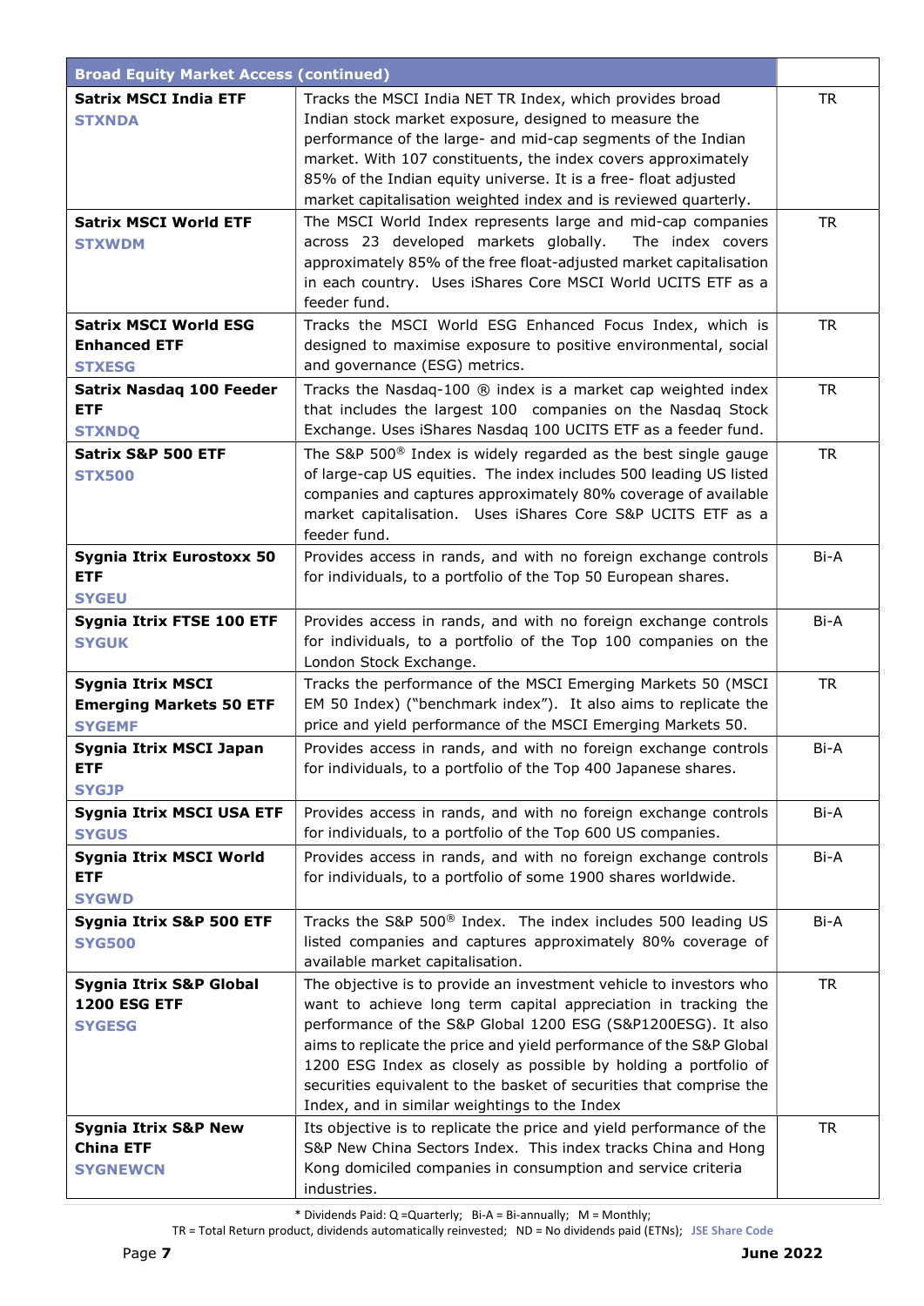| Broad Equity Market Access (continued) | | |
|---|---|---|
| **Satrix MSCI India ETF** **STXNDA** | Tracks the MSCI India NET TR Index, which provides broad Indian stock market exposure, designed to measure the performance of the large- and mid-cap segments of the Indian market. With 107 constituents, the index covers approximately 85% of the Indian equity universe. It is a free- float adjusted market capitalisation weighted index and is reviewed quarterly. | TR |
| **Satrix MSCI World ETF** **STXWDM** | The MSCI World Index represents large and mid-cap companies across 23 developed markets globally. The index covers approximately 85% of the free float-adjusted market capitalisation in each country. Uses iShares Core MSCI World UCITS ETF as a feeder fund. | TR |
| **Satrix MSCI World ESG Enhanced ETF** **STXESG** | Tracks the MSCI World ESG Enhanced Focus Index, which is designed to maximise exposure to positive environmental, social and governance (ESG) metrics. | TR |
| **Satrix Nasdaq 100 Feeder ETF** **STXNDQ** | Tracks the Nasdaq-100 ® index is a market cap weighted index that includes the largest 100 companies on the Nasdaq Stock Exchange. Uses iShares Nasdaq 100 UCITS ETF as a feeder fund. | TR |
| **Satrix S&P 500 ETF** **STX500** | The S&P 500® Index is widely regarded as the best single gauge of large-cap US equities. The index includes 500 leading US listed companies and captures approximately 80% coverage of available market capitalisation. Uses iShares Core S&P UCITS ETF as a feeder fund. | TR |
| **Sygnia Itrix Eurostoxx 50 ETF** **SYGEU** | Provides access in rands, and with no foreign exchange controls for individuals, to a portfolio of the Top 50 European shares. | Bi-A |
| **Sygnia Itrix FTSE 100 ETF** **SYGUK** | Provides access in rands, and with no foreign exchange controls for individuals, to a portfolio of the Top 100 companies on the London Stock Exchange. | Bi-A |
| **Sygnia Itrix MSCI Emerging Markets 50 ETF** **SYGEMF** | Tracks the performance of the MSCI Emerging Markets 50 (MSCI EM 50 Index) ("benchmark index"). It also aims to replicate the price and yield performance of the MSCI Emerging Markets 50. | TR |
| **Sygnia Itrix MSCI Japan ETF** **SYGJP** | Provides access in rands, and with no foreign exchange controls for individuals, to a portfolio of the Top 400 Japanese shares. | Bi-A |
| **Sygnia Itrix MSCI USA ETF** **SYGUS** | Provides access in rands, and with no foreign exchange controls for individuals, to a portfolio of the Top 600 US companies. | Bi-A |
| **Sygnia Itrix MSCI World ETF** **SYGWD** | Provides access in rands, and with no foreign exchange controls for individuals, to a portfolio of some 1900 shares worldwide. | Bi-A |
| **Sygnia Itrix S&P 500 ETF** **SYG500** | Tracks the S&P 500® Index. The index includes 500 leading US listed companies and captures approximately 80% coverage of available market capitalisation. | Bi-A |
| **Sygnia Itrix S&P Global 1200 ESG ETF** **SYGESG** | The objective is to provide an investment vehicle to investors who want to achieve long term capital appreciation in tracking the performance of the S&P Global 1200 ESG (S&P1200ESG). It also aims to replicate the price and yield performance of the S&P Global 1200 ESG Index as closely as possible by holding a portfolio of securities equivalent to the basket of securities that comprise the Index, and in similar weightings to the Index | TR |
| **Sygnia Itrix S&P New China ETF** **SYGNEWCN** | Its objective is to replicate the price and yield performance of the S&P New China Sectors Index. This index tracks China and Hong Kong domiciled companies in consumption and service criteria industries. | TR |

* Dividends Paid: Q =Quarterly; Bi-A = Bi-annually; M = Monthly;
TR = Total Return product, dividends automatically reinvested; ND = No dividends paid (ETNs); JSE Share Code

June 2022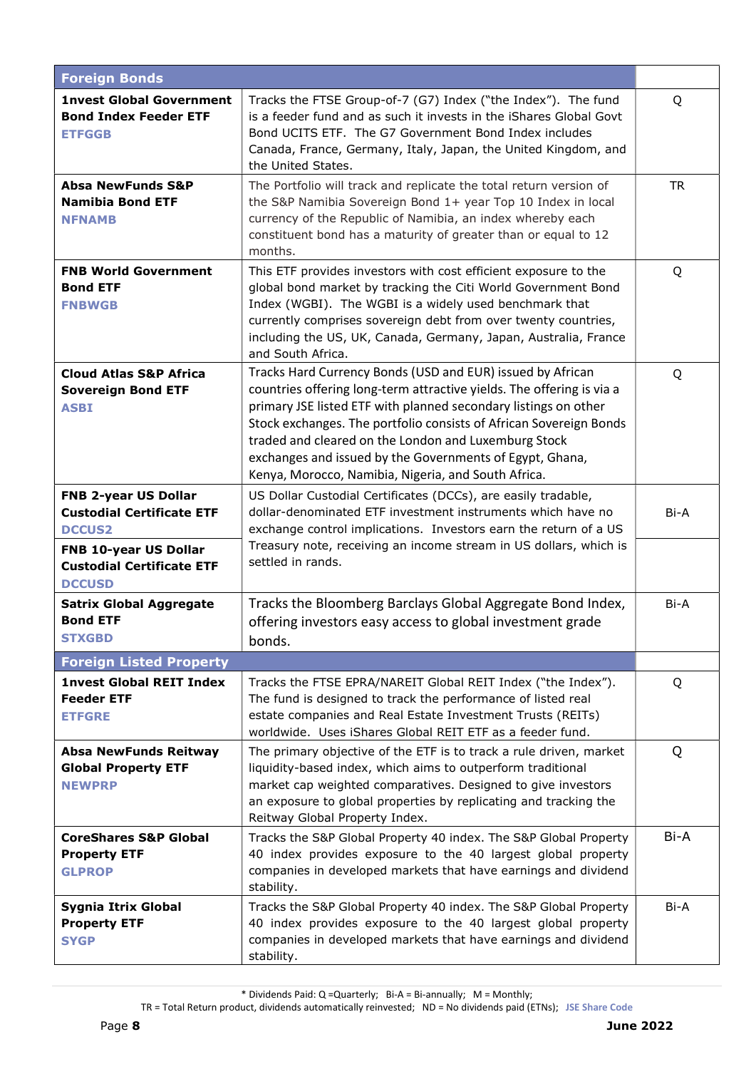| Foreign Bonds | | |
|---|---|---|
| **1nvest Global Government Bond Index Feeder ETF** **ETFGGB** | Tracks the FTSE Group-of-7 (G7) Index ("the Index"). The fund is a feeder fund and as such it invests in the iShares Global Govt Bond UCITS ETF. The G7 Government Bond Index includes Canada, France, Germany, Italy, Japan, the United Kingdom, and the United States. | Q |
| **Absa NewFunds S&P Namibia Bond ETF** **NFNAMB** | The Portfolio will track and replicate the total return version of the S&P Namibia Sovereign Bond 1+ year Top 10 Index in local currency of the Republic of Namibia, an index whereby each constituent bond has a maturity of greater than or equal to 12 months. | TR |
| **FNB World Government Bond ETF** **FNBWGB** | This ETF provides investors with cost efficient exposure to the global bond market by tracking the Citi World Government Bond Index (WGBI). The WGBI is a widely used benchmark that currently comprises sovereign debt from over twenty countries, including the US, UK, Canada, Germany, Japan, Australia, France and South Africa. | Q |
| **Cloud Atlas S&P Africa Sovereign Bond ETF** **ASBI** | Tracks Hard Currency Bonds (USD and EUR) issued by African countries offering long-term attractive yields. The offering is via a primary JSE listed ETF with planned secondary listings on other Stock exchanges. The portfolio consists of African Sovereign Bonds traded and cleared on the London and Luxemburg Stock exchanges and issued by the Governments of Egypt, Ghana, Kenya, Morocco, Namibia, Nigeria, and South Africa. | Q |
| **FNB 2-year US Dollar Custodial Certificate ETF** **DCCUS2** | US Dollar Custodial Certificates (DCCs), are easily tradable, dollar-denominated ETF investment instruments which have no exchange control implications. Investors earn the return of a US Treasury note, receiving an income stream in US dollars, which is settled in rands. | Bi-A |
| **FNB 10-year US Dollar Custodial Certificate ETF** **DCCUSD** | | |
| **Satrix Global Aggregate Bond ETF** **STXGBD** | Tracks the Bloomberg Barclays Global Aggregate Bond Index, offering investors easy access to global investment grade bonds. | Bi-A |
| **Foreign Listed Property** | | |
| **1nvest Global REIT Index Feeder ETF** **ETFGRE** | Tracks the FTSE EPRA/NAREIT Global REIT Index ("the Index"). The fund is designed to track the performance of listed real estate companies and Real Estate Investment Trusts (REITs) worldwide. Uses iShares Global REIT ETF as a feeder fund. | Q |
| **Absa NewFunds Reitway Global Property ETF** **NEWPRP** | The primary objective of the ETF is to track a rule driven, market liquidity-based index, which aims to outperform traditional market cap weighted comparatives. Designed to give investors an exposure to global properties by replicating and tracking the Reitway Global Property Index. | Q |
| **CoreShares S&P Global Property ETF** **GLPROP** | Tracks the S&P Global Property 40 index. The S&P Global Property 40 index provides exposure to the 40 largest global property companies in developed markets that have earnings and dividend stability. | Bi-A |
| **Sygnia Itrix Global Property ETF** **SYGP** | Tracks the S&P Global Property 40 index. The S&P Global Property 40 index provides exposure to the 40 largest global property companies in developed markets that have earnings and dividend stability. | Bi-A |

* Dividends Paid: Q =Quarterly; Bi-A = Bi-annually; M = Monthly;
TR = Total Return product, dividends automatically reinvested; ND = No dividends paid (ETNs); JSE Share Code

June 2022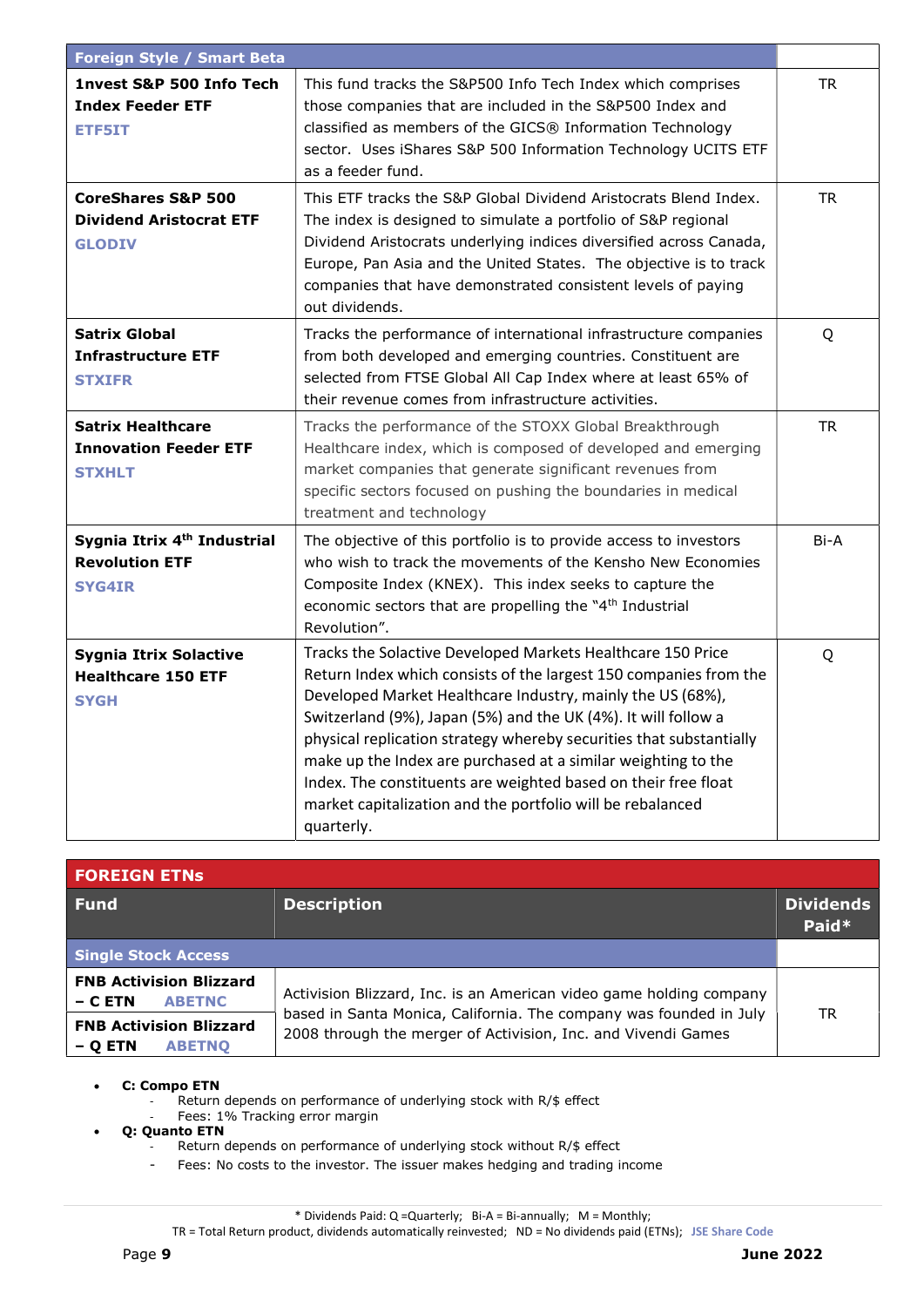| Foreign Style / Smart Beta | | |
|---|---|---|
| **1nvest S&P 500 Info Tech Index Feeder ETF** **ETF5IT** | This fund tracks the S&P500 Info Tech Index which comprises those companies that are included in the S&P500 Index and classified as members of the GICS® Information Technology sector. Uses iShares S&P 500 Information Technology UCITS ETF as a feeder fund. | TR |
| **CoreShares S&P 500 Dividend Aristocrat ETF** **GLODIV** | This ETF tracks the S&P Global Dividend Aristocrats Blend Index. The index is designed to simulate a portfolio of S&P regional Dividend Aristocrats underlying indices diversified across Canada, Europe, Pan Asia and the United States. The objective is to track companies that have demonstrated consistent levels of paying out dividends. | TR |
| **Satrix Global Infrastructure ETF** **STXIFR** | Tracks the performance of international infrastructure companies from both developed and emerging countries. Constituent are selected from FTSE Global All Cap Index where at least 65% of their revenue comes from infrastructure activities. | Q |
| **Satrix Healthcare Innovation Feeder ETF** **STXHLT** | Tracks the performance of the STOXX Global Breakthrough Healthcare index, which is composed of developed and emerging market companies that generate significant revenues from specific sectors focused on pushing the boundaries in medical treatment and technology | TR |
| **Sygnia Itrix 4th Industrial Revolution ETF** **SYG4IR** | The objective of this portfolio is to provide access to investors who wish to track the movements of the Kensho New Economies Composite Index (KNEX). This index seeks to capture the economic sectors that are propelling the "4th Industrial Revolution". | Bi-A |
| **Sygnia Itrix Solactive Healthcare 150 ETF** **SYGH** | Tracks the Solactive Developed Markets Healthcare 150 Price Return Index which consists of the largest 150 companies from the Developed Market Healthcare Industry, mainly the US (68%), Switzerland (9%), Japan (5%) and the UK (4%). It will follow a physical replication strategy whereby securities that substantially make up the Index are purchased at a similar weighting to the Index. The constituents are weighted based on their free float market capitalization and the portfolio will be rebalanced quarterly. | Q |

## FOREIGN ETNs

| Fund | Description | Dividends Paid* |
|---|---|---|
| **Single Stock Access** | | |
| **FNB Activision Blizzard – C ETN** **ABETNC** | Activision Blizzard, Inc. is an American video game holding company based in Santa Monica, California. The company was founded in July 2008 through the merger of Activision, Inc. and Vivendi Games | TR |
| **FNB Activision Blizzard – Q ETN** **ABETNQ** | | |

- **C: Compo ETN**
  - Return depends on performance of underlying stock with R/$ effect
  - Fees: 1% Tracking error margin
- **Q: Quanto ETN**
  - Return depends on performance of underlying stock without R/$ effect
  - Fees: No costs to the investor. The issuer makes hedging and trading income

\* Dividends Paid: Q =Quarterly; Bi-A = Bi-annually; M = Monthly;
TR = Total Return product, dividends automatically reinvested; ND = No dividends paid (ETNs); JSE Share Code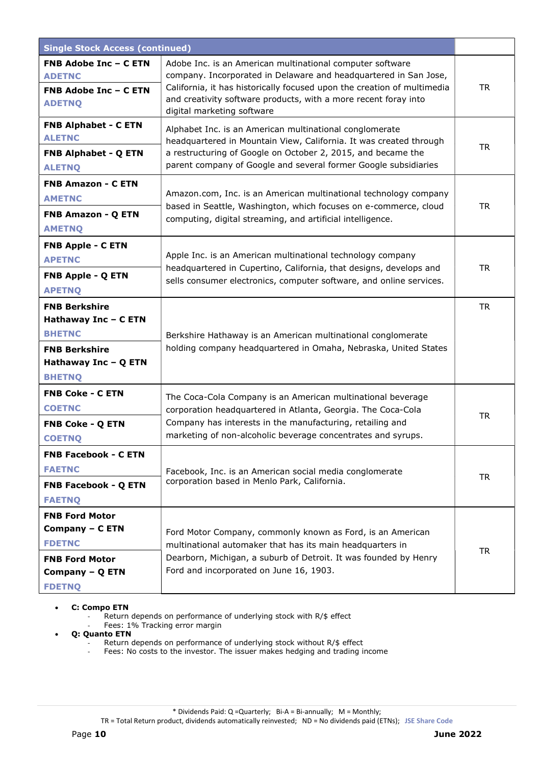| Single Stock Access (continued) | | |
|---|---|---|
| **FNB Adobe Inc – C ETN** ADETNC<br>**FNB Adobe Inc – C ETN** ADETNQ | Adobe Inc. is an American multinational computer software company. Incorporated in Delaware and headquartered in San Jose, California, it has historically focused upon the creation of multimedia and creativity software products, with a more recent foray into digital marketing software | TR |
| **FNB Alphabet - C ETN** ALETNC<br>**FNB Alphabet - Q ETN** ALETNQ | Alphabet Inc. is an American multinational conglomerate headquartered in Mountain View, California. It was created through a restructuring of Google on October 2, 2015, and became the parent company of Google and several former Google subsidiaries | TR |
| **FNB Amazon - C ETN** AMETNC<br>**FNB Amazon - Q ETN** AMETNQ | Amazon.com, Inc. is an American multinational technology company based in Seattle, Washington, which focuses on e-commerce, cloud computing, digital streaming, and artificial intelligence. | TR |
| **FNB Apple - C ETN** APETNC<br>**FNB Apple - Q ETN** APETNQ | Apple Inc. is an American multinational technology company headquartered in Cupertino, California, that designs, develops and sells consumer electronics, computer software, and online services. | TR |
| **FNB Berkshire Hathaway Inc – C ETN** BHETNC<br>**FNB Berkshire Hathaway Inc – Q ETN** BHETNQ | Berkshire Hathaway is an American multinational conglomerate holding company headquartered in Omaha, Nebraska, United States | TR |
| **FNB Coke - C ETN** COETNC<br>**FNB Coke - Q ETN** COETNQ | The Coca-Cola Company is an American multinational beverage corporation headquartered in Atlanta, Georgia. The Coca-Cola Company has interests in the manufacturing, retailing and marketing of non-alcoholic beverage concentrates and syrups. | TR |
| **FNB Facebook - C ETN** FAETNC<br>**FNB Facebook - Q ETN** FAETNQ | Facebook, Inc. is an American social media conglomerate corporation based in Menlo Park, California. | TR |
| **FNB Ford Motor Company – C ETN** FDETNC<br>**FNB Ford Motor Company – Q ETN** FDETNQ | Ford Motor Company, commonly known as Ford, is an American multinational automaker that has its main headquarters in Dearborn, Michigan, a suburb of Detroit. It was founded by Henry Ford and incorporated on June 16, 1903. | TR |

- **C: Compo ETN**
  - Return depends on performance of underlying stock with R/$ effect
  - Fees: 1% Tracking error margin
- **Q: Quanto ETN**
  - Return depends on performance of underlying stock without R/$ effect
  - Fees: No costs to the investor. The issuer makes hedging and trading income

\* Dividends Paid: Q =Quarterly; Bi-A = Bi-annually; M = Monthly;
TR = Total Return product, dividends automatically reinvested; ND = No dividends paid (ETNs); JSE Share Code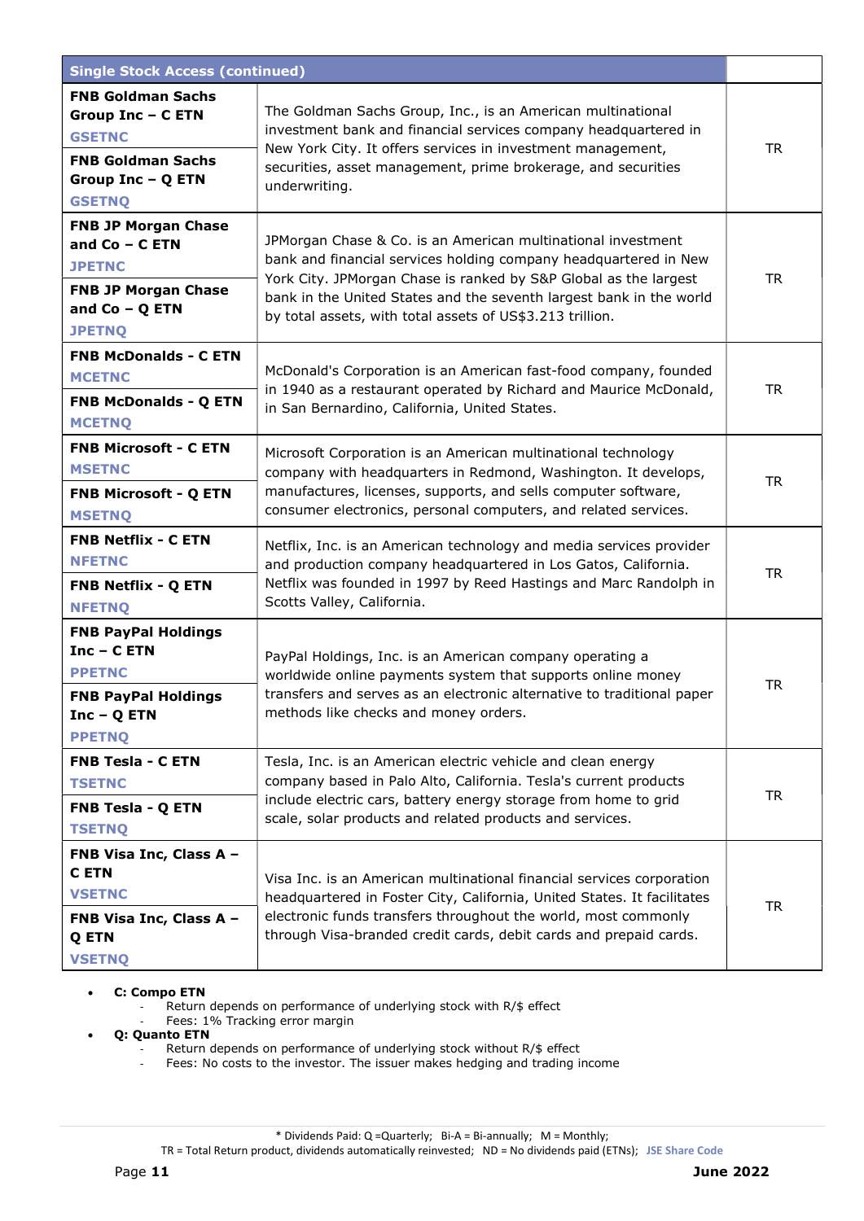| Single Stock Access (continued) | | |
|---|---|---|
| **FNB Goldman Sachs Group Inc – C ETN** GSETNC<br>**FNB Goldman Sachs Group Inc – Q ETN** GSETNQ | The Goldman Sachs Group, Inc., is an American multinational investment bank and financial services company headquartered in New York City. It offers services in investment management, securities, asset management, prime brokerage, and securities underwriting. | TR |
| **FNB JP Morgan Chase and Co – C ETN** JPETNC<br>**FNB JP Morgan Chase and Co – Q ETN** JPETNQ | JPMorgan Chase & Co. is an American multinational investment bank and financial services holding company headquartered in New York City. JPMorgan Chase is ranked by S&P Global as the largest bank in the United States and the seventh largest bank in the world by total assets, with total assets of US$3.213 trillion. | TR |
| **FNB McDonalds - C ETN** MCETNC<br>**FNB McDonalds - Q ETN** MCETNQ | McDonald's Corporation is an American fast-food company, founded in 1940 as a restaurant operated by Richard and Maurice McDonald, in San Bernardino, California, United States. | TR |
| **FNB Microsoft - C ETN** MSETNC<br>**FNB Microsoft - Q ETN** MSETNQ | Microsoft Corporation is an American multinational technology company with headquarters in Redmond, Washington. It develops, manufactures, licenses, supports, and sells computer software, consumer electronics, personal computers, and related services. | TR |
| **FNB Netflix - C ETN** NFETNC<br>**FNB Netflix - Q ETN** NFETNQ | Netflix, Inc. is an American technology and media services provider and production company headquartered in Los Gatos, California. Netflix was founded in 1997 by Reed Hastings and Marc Randolph in Scotts Valley, California. | TR |
| **FNB PayPal Holdings Inc – C ETN** PPETNC<br>**FNB PayPal Holdings Inc – Q ETN** PPETNQ | PayPal Holdings, Inc. is an American company operating a worldwide online payments system that supports online money transfers and serves as an electronic alternative to traditional paper methods like checks and money orders. | TR |
| **FNB Tesla - C ETN** TSETNC<br>**FNB Tesla - Q ETN** TSETNQ | Tesla, Inc. is an American electric vehicle and clean energy company based in Palo Alto, California. Tesla's current products include electric cars, battery energy storage from home to grid scale, solar products and related products and services. | TR |
| **FNB Visa Inc, Class A – C ETN** VSETNC<br>**FNB Visa Inc, Class A – Q ETN** VSETNQ | Visa Inc. is an American multinational financial services corporation headquartered in Foster City, California, United States. It facilitates electronic funds transfers throughout the world, most commonly through Visa-branded credit cards, debit cards and prepaid cards. | TR |

- **C: Compo ETN**
  - Return depends on performance of underlying stock with R/$ effect
  - Fees: 1% Tracking error margin
- **Q: Quanto ETN**
  - Return depends on performance of underlying stock without R/$ effect
  - Fees: No costs to the investor. The issuer makes hedging and trading income

\* Dividends Paid: Q =Quarterly; Bi-A = Bi-annually; M = Monthly;
TR = Total Return product, dividends automatically reinvested; ND = No dividends paid (ETNs); JSE Share Code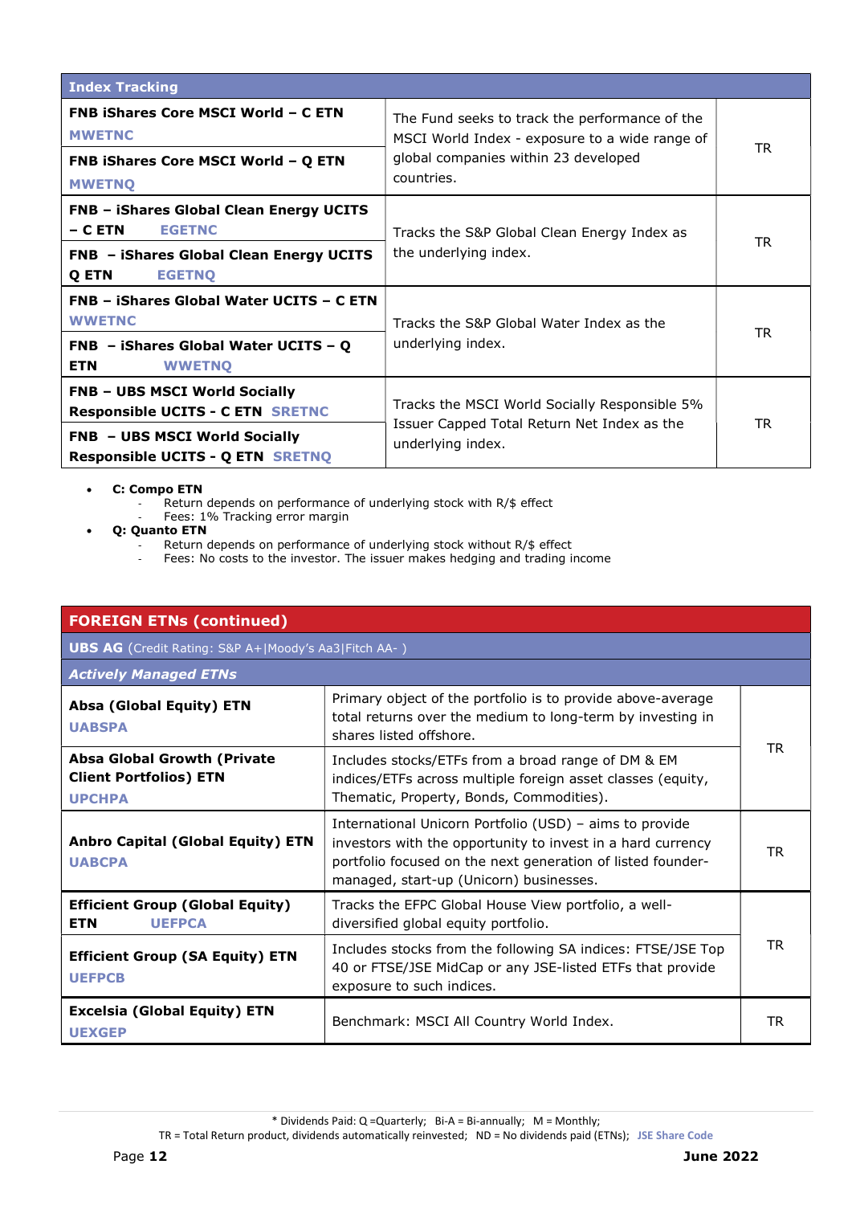| Index Tracking | | |
|---|---|---|
| **FNB iShares Core MSCI World – C ETN** MWETNC | The Fund seeks to track the performance of the MSCI World Index - exposure to a wide range of global companies within 23 developed countries. | TR |
| **FNB iShares Core MSCI World – Q ETN** MWETNQ | | |
| **FNB – iShares Global Clean Energy UCITS – C ETN** EGETNC | Tracks the S&P Global Clean Energy Index as the underlying index. | TR |
| **FNB – iShares Global Clean Energy UCITS Q ETN** EGETNQ | | |
| **FNB – iShares Global Water UCITS – C ETN** WWETNC | Tracks the S&P Global Water Index as the underlying index. | TR |
| **FNB – iShares Global Water UCITS – Q ETN** WWETNQ | | |
| **FNB – UBS MSCI World Socially Responsible UCITS - C ETN** SRETNC | Tracks the MSCI World Socially Responsible 5% Issuer Capped Total Return Net Index as the underlying index. | TR |
| **FNB – UBS MSCI World Socially Responsible UCITS - Q ETN** SRETNQ | | |

- **C: Compo ETN**
  - Return depends on performance of underlying stock with R/$ effect
  - Fees: 1% Tracking error margin
- **Q: Quanto ETN**
  - Return depends on performance of underlying stock without R/$ effect
  - Fees: No costs to the investor. The issuer makes hedging and trading income

| FOREIGN ETNs (continued) | | |
|---|---|---|
| **UBS AG** (Credit Rating: S&P A+\|Moody's Aa3\|Fitch AA- ) | | |
| ***Actively Managed ETNs*** | | |
| **Absa (Global Equity) ETN** UABSPA | Primary object of the portfolio is to provide above-average total returns over the medium to long-term by investing in shares listed offshore. | TR |
| **Absa Global Growth (Private Client Portfolios) ETN** UPCHPA | Includes stocks/ETFs from a broad range of DM & EM indices/ETFs across multiple foreign asset classes (equity, Thematic, Property, Bonds, Commodities). | |
| **Anbro Capital (Global Equity) ETN** UABCPA | International Unicorn Portfolio (USD) – aims to provide investors with the opportunity to invest in a hard currency portfolio focused on the next generation of listed founder-managed, start-up (Unicorn) businesses. | TR |
| **Efficient Group (Global Equity) ETN** UEFPCA | Tracks the EFPC Global House View portfolio, a well-diversified global equity portfolio. | TR |
| **Efficient Group (SA Equity) ETN** UEFPCB | Includes stocks from the following SA indices: FTSE/JSE Top 40 or FTSE/JSE MidCap or any JSE-listed ETFs that provide exposure to such indices. | |
| **Excelsia (Global Equity) ETN** UEXGEP | Benchmark: MSCI All Country World Index. | TR |

\* Dividends Paid: Q =Quarterly; Bi-A = Bi-annually; M = Monthly;
TR = Total Return product, dividends automatically reinvested; ND = No dividends paid (ETNs); JSE Share Code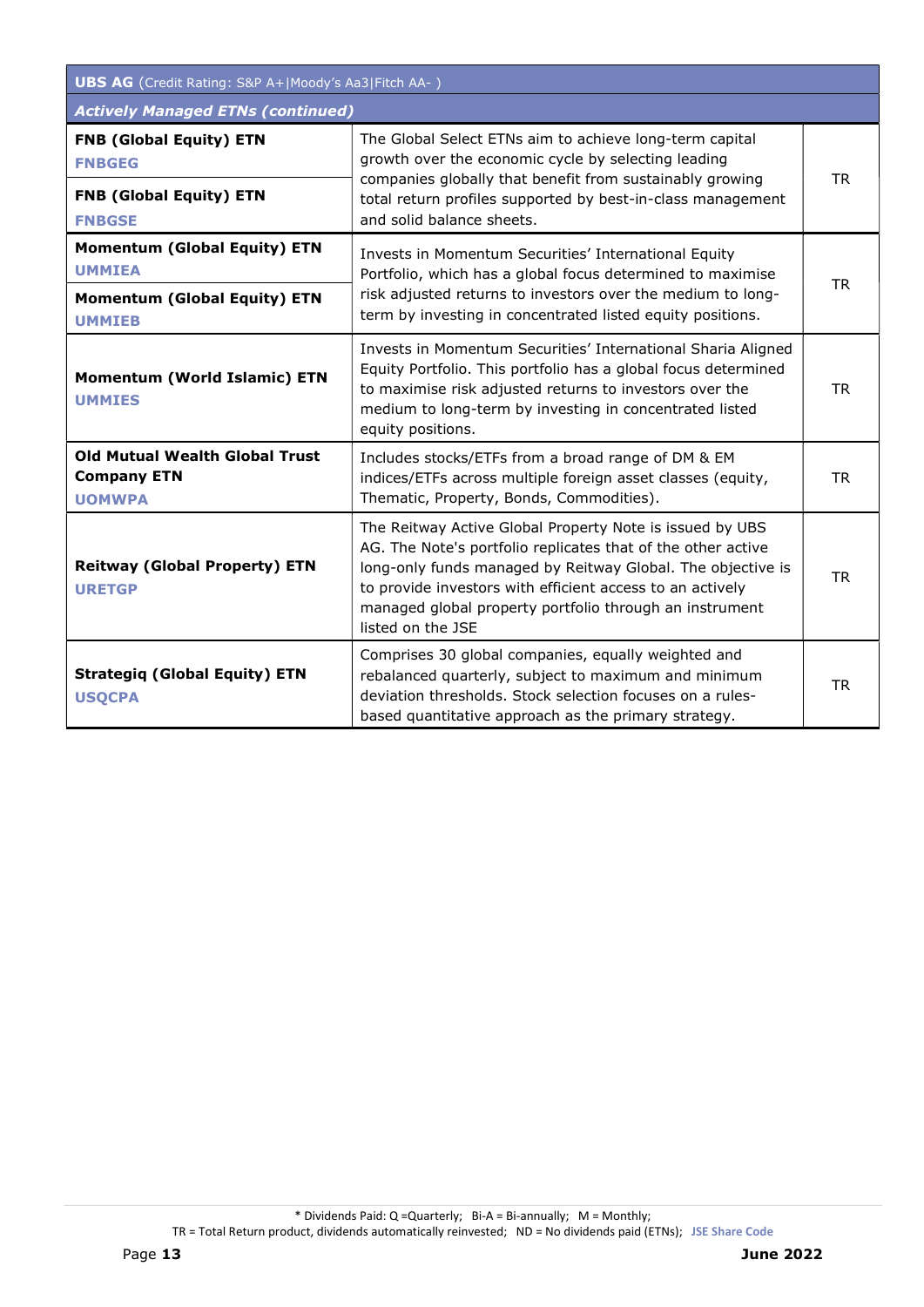| UBS AG (Credit Rating: S&P A+\|Moody's Aa3\|Fitch AA- ) | | |
|---|---|---|
| ***Actively Managed ETNs (continued)*** | | |
| **FNB (Global Equity) ETN** **FNBGEG** | The Global Select ETNs aim to achieve long-term capital growth over the economic cycle by selecting leading companies globally that benefit from sustainably growing total return profiles supported by best-in-class management and solid balance sheets. | TR |
| **FNB (Global Equity) ETN** **FNBGSE** | | |
| **Momentum (Global Equity) ETN** **UMMIEA** | Invests in Momentum Securities' International Equity Portfolio, which has a global focus determined to maximise risk adjusted returns to investors over the medium to long-term by investing in concentrated listed equity positions. | TR |
| **Momentum (Global Equity) ETN** **UMMIEB** | | |
| **Momentum (World Islamic) ETN** **UMMIES** | Invests in Momentum Securities' International Sharia Aligned Equity Portfolio. This portfolio has a global focus determined to maximise risk adjusted returns to investors over the medium to long-term by investing in concentrated listed equity positions. | TR |
| **Old Mutual Wealth Global Trust Company ETN** **UOMWPA** | Includes stocks/ETFs from a broad range of DM & EM indices/ETFs across multiple foreign asset classes (equity, Thematic, Property, Bonds, Commodities). | TR |
| **Reitway (Global Property) ETN** **URETGP** | The Reitway Active Global Property Note is issued by UBS AG. The Note's portfolio replicates that of the other active long-only funds managed by Reitway Global. The objective is to provide investors with efficient access to an actively managed global property portfolio through an instrument listed on the JSE | TR |
| **Strategiq (Global Equity) ETN** **USQCPA** | Comprises 30 global companies, equally weighted and rebalanced quarterly, subject to maximum and minimum deviation thresholds. Stock selection focuses on a rules-based quantitative approach as the primary strategy. | TR |

* Dividends Paid: Q =Quarterly; Bi-A = Bi-annually; M = Monthly;
TR = Total Return product, dividends automatically reinvested; ND = No dividends paid (ETNs); JSE Share Code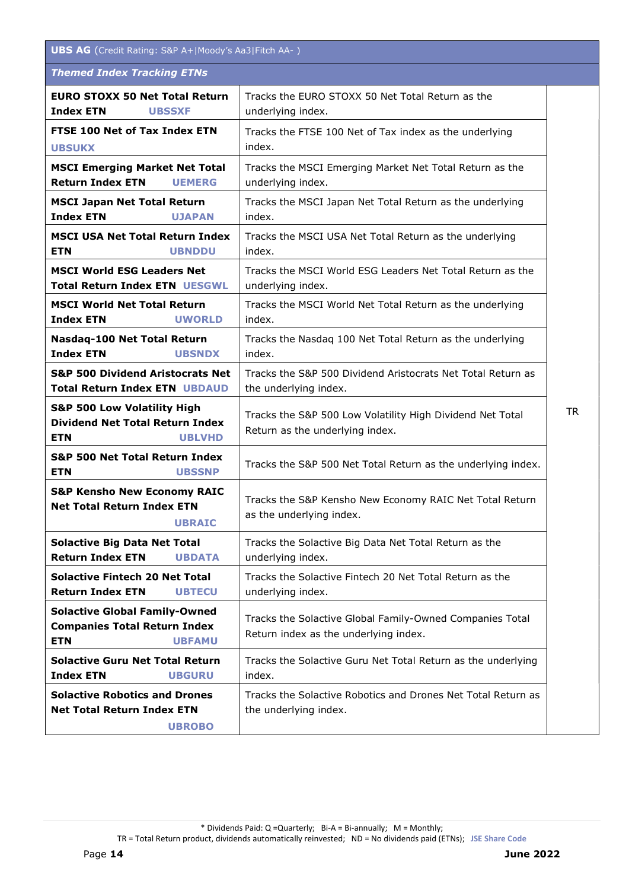| **UBS AG** (Credit Rating: S&P A+\|Moody's Aa3\|Fitch AA- ) | | |
|---|---|---|
| ***Themed Index Tracking ETNs*** | | |
| **EURO STOXX 50 Net Total Return Index ETN** **UBSSXF** | Tracks the EURO STOXX 50 Net Total Return as the underlying index. | TR |
| **FTSE 100 Net of Tax Index ETN** **UBSUKX** | Tracks the FTSE 100 Net of Tax index as the underlying index. | TR |
| **MSCI Emerging Market Net Total Return Index ETN** **UEMERG** | Tracks the MSCI Emerging Market Net Total Return as the underlying index. | TR |
| **MSCI Japan Net Total Return Index ETN** **UJAPAN** | Tracks the MSCI Japan Net Total Return as the underlying index. | TR |
| **MSCI USA Net Total Return Index ETN** **UBNDDU** | Tracks the MSCI USA Net Total Return as the underlying index. | TR |
| **MSCI World ESG Leaders Net Total Return Index ETN** **UESGWL** | Tracks the MSCI World ESG Leaders Net Total Return as the underlying index. | TR |
| **MSCI World Net Total Return Index ETN** **UWORLD** | Tracks the MSCI World Net Total Return as the underlying index. | TR |
| **Nasdaq-100 Net Total Return Index ETN** **UBSNDX** | Tracks the Nasdaq 100 Net Total Return as the underlying index. | TR |
| **S&P 500 Dividend Aristocrats Net Total Return Index ETN** **UBDAUD** | Tracks the S&P 500 Dividend Aristocrats Net Total Return as the underlying index. | TR |
| **S&P 500 Low Volatility High Dividend Net Total Return Index ETN** **UBLVHD** | Tracks the S&P 500 Low Volatility High Dividend Net Total Return as the underlying index. | TR |
| **S&P 500 Net Total Return Index ETN** **UBSSNP** | Tracks the S&P 500 Net Total Return as the underlying index. | TR |
| **S&P Kensho New Economy RAIC Net Total Return Index ETN** **UBRAIC** | Tracks the S&P Kensho New Economy RAIC Net Total Return as the underlying index. | TR |
| **Solactive Big Data Net Total Return Index ETN** **UBDATA** | Tracks the Solactive Big Data Net Total Return as the underlying index. | TR |
| **Solactive Fintech 20 Net Total Return Index ETN** **UBTECU** | Tracks the Solactive Fintech 20 Net Total Return as the underlying index. | TR |
| **Solactive Global Family-Owned Companies Total Return Index ETN** **UBFAMU** | Tracks the Solactive Global Family-Owned Companies Total Return index as the underlying index. | TR |
| **Solactive Guru Net Total Return Index ETN** **UBGURU** | Tracks the Solactive Guru Net Total Return as the underlying index. | TR |
| **Solactive Robotics and Drones Net Total Return Index ETN** **UBROBO** | Tracks the Solactive Robotics and Drones Net Total Return as the underlying index. | TR |

\* Dividends Paid: Q =Quarterly; Bi-A = Bi-annually; M = Monthly;
TR = Total Return product, dividends automatically reinvested; ND = No dividends paid (ETNs); **JSE Share Code**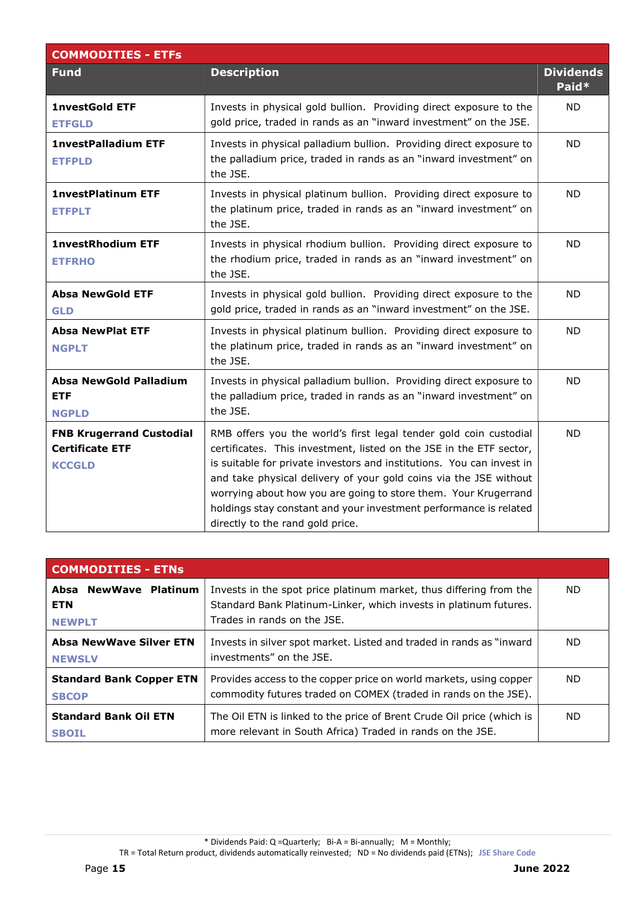## COMMODITIES - ETFs

| Fund | Description | Dividends Paid* |
|---|---|---|
| **1nvestGold ETF** **ETFGLD** | Invests in physical gold bullion. Providing direct exposure to the gold price, traded in rands as an "inward investment" on the JSE. | ND |
| **1nvestPalladium ETF** **ETFPLD** | Invests in physical palladium bullion. Providing direct exposure to the palladium price, traded in rands as an "inward investment" on the JSE. | ND |
| **1nvestPlatinum ETF** **ETFPLT** | Invests in physical platinum bullion. Providing direct exposure to the platinum price, traded in rands as an "inward investment" on the JSE. | ND |
| **1nvestRhodium ETF** **ETFRHO** | Invests in physical rhodium bullion. Providing direct exposure to the rhodium price, traded in rands as an "inward investment" on the JSE. | ND |
| **Absa NewGold ETF** **GLD** | Invests in physical gold bullion. Providing direct exposure to the gold price, traded in rands as an "inward investment" on the JSE. | ND |
| **Absa NewPlat ETF** **NGPLT** | Invests in physical platinum bullion. Providing direct exposure to the platinum price, traded in rands as an "inward investment" on the JSE. | ND |
| **Absa NewGold Palladium ETF** **NGPLD** | Invests in physical palladium bullion. Providing direct exposure to the palladium price, traded in rands as an "inward investment" on the JSE. | ND |
| **FNB Krugerrand Custodial Certificate ETF** **KCCGLD** | RMB offers you the world's first legal tender gold coin custodial certificates. This investment, listed on the JSE in the ETF sector, is suitable for private investors and institutions. You can invest in and take physical delivery of your gold coins via the JSE without worrying about how you are going to store them. Your Krugerrand holdings stay constant and your investment performance is related directly to the rand gold price. | ND |

## COMMODITIES - ETNs

| Fund | Description | Dividends Paid* |
|---|---|---|
| **Absa NewWave Platinum ETN** **NEWPLT** | Invests in the spot price platinum market, thus differing from the Standard Bank Platinum-Linker, which invests in platinum futures. Trades in rands on the JSE. | ND |
| **Absa NewWave Silver ETN** **NEWSLV** | Invests in silver spot market. Listed and traded in rands as "inward investments" on the JSE. | ND |
| **Standard Bank Copper ETN** **SBCOP** | Provides access to the copper price on world markets, using copper commodity futures traded on COMEX (traded in rands on the JSE). | ND |
| **Standard Bank Oil ETN** **SBOIL** | The Oil ETN is linked to the price of Brent Crude Oil price (which is more relevant in South Africa) Traded in rands on the JSE. | ND |

* Dividends Paid: Q =Quarterly; Bi-A = Bi-annually; M = Monthly;
TR = Total Return product, dividends automatically reinvested; ND = No dividends paid (ETNs); JSE Share Code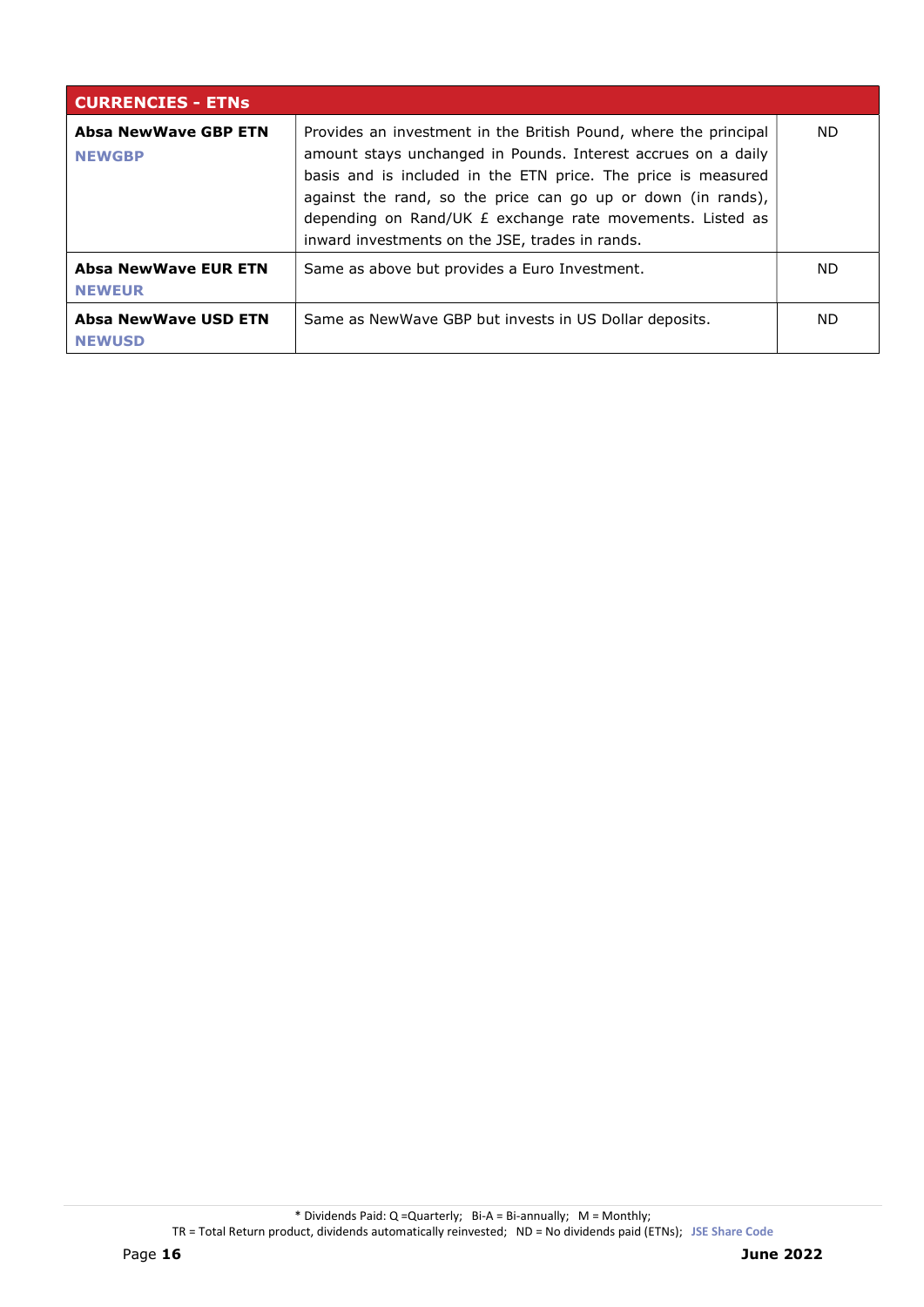| CURRENCIES - ETNs | | |
|---|---|---|
| **Absa NewWave GBP ETN** **NEWGBP** | Provides an investment in the British Pound, where the principal amount stays unchanged in Pounds. Interest accrues on a daily basis and is included in the ETN price. The price is measured against the rand, so the price can go up or down (in rands), depending on Rand/UK £ exchange rate movements. Listed as inward investments on the JSE, trades in rands. | ND |
| **Absa NewWave EUR ETN** **NEWEUR** | Same as above but provides a Euro Investment. | ND |
| **Absa NewWave USD ETN** **NEWUSD** | Same as NewWave GBP but invests in US Dollar deposits. | ND |

* Dividends Paid: Q =Quarterly; Bi-A = Bi-annually; M = Monthly;
TR = Total Return product, dividends automatically reinvested; ND = No dividends paid (ETNs); **JSE Share Code**

**June 2022**